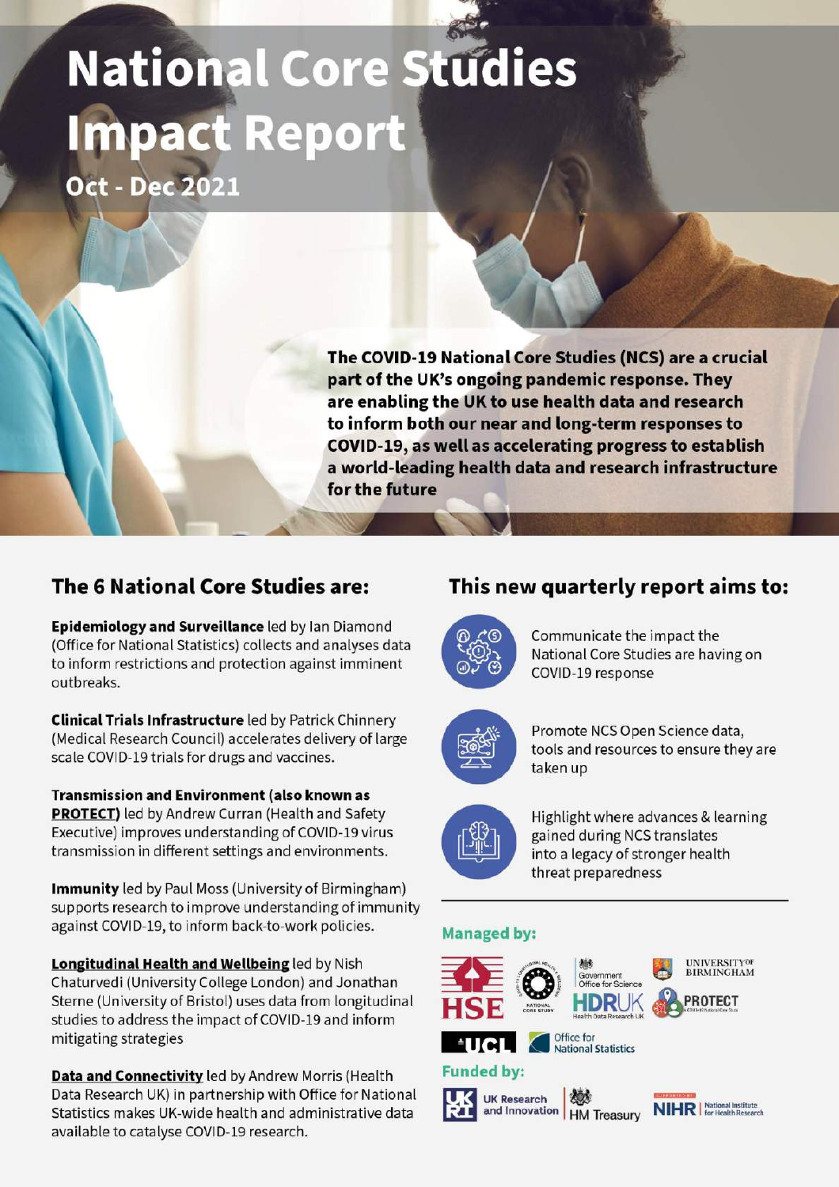# National Core Studies Impact Report

## Oct - Dec 2021

**The COVID-19 National Core Studies (NCS) are a crucial part of the UK's ongoing pandemic response. They are enabling the UK to use health data and research to inform both our near and long-term responses to COVID-19, as well as accelerating progress to establish a world-leading health data and research infrastructure for the future**

## The 6 National Core Studies are:

**Epidemiology and Surveillance** led by Ian Diamond (Office for National Statistics) collects and analyses data to inform restrictions and protection against imminent outbreaks.

**Clinical Trials Infrastructure** led by Patrick Chinnery (Medical Research Council) accelerates delivery of large scale COVID-19 trials for drugs and vaccines.

**Transmission and Environment (also known as PROTECT)** led by Andrew Curran (Health and Safety Executive) improves understanding of COVID-19 virus transmission in different settings and environments.

**Immunity** led by Paul Moss (University of Birmingham) supports research to improve understanding of immunity against COVID-19, to inform back-to-work policies.

**Longitudinal Health and Wellbeing** led by Nish Chaturvedi (University College London) and Jonathan Sterne (University of Bristol) uses data from longitudinal studies to address the impact of COVID-19 and inform mitigating strategies

**Data and Connectivity** led by Andrew Morris (Health Data Research UK) in partnership with Office for National Statistics makes UK-wide health and administrative data available to catalyse COVID-19 research.

## This new quarterly report aims to:

- Communicate the impact the National Core Studies are having on COVID-19 response
- Promote NCS Open Science data, tools and resources to ensure they are taken up
- Highlight where advances & learning gained during NCS translates into a legacy of stronger health threat preparedness

**Managed by:**

HSE, National Core Study, Government Office for Science, HDRUK Health Data Research UK, University of Birmingham, PROTECT, UCL, Office for National Statistics

**Funded by:**

UK Research and Innovation, HM Treasury, NIHR National Institute for Health Research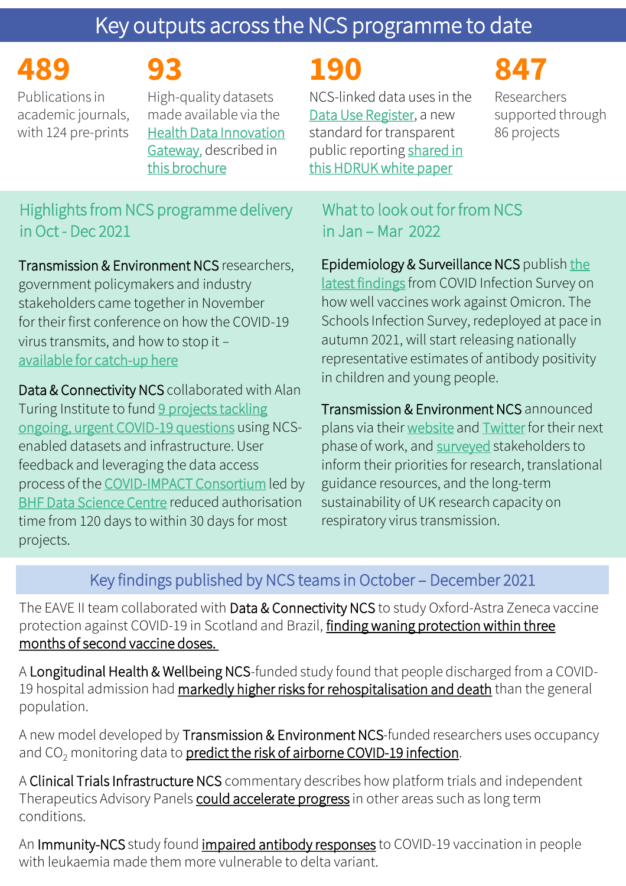# Key outputs across the NCS programme to date

**489**
Publications in academic journals, with 124 pre-prints

**93**
High-quality datasets made available via the Health Data Innovation Gateway, described in this brochure

**190**
NCS-linked data uses in the Data Use Register, a new standard for transparent public reporting shared in this HDRUK white paper

**847**
Researchers supported through 86 projects

## Highlights from NCS programme delivery in Oct - Dec 2021

**Transmission & Environment NCS** researchers, government policymakers and industry stakeholders came together in November for their first conference on how the COVID-19 virus transmits, and how to stop it – available for catch-up here

**Data & Connectivity NCS** collaborated with Alan Turing Institute to fund 9 projects tackling ongoing, urgent COVID-19 questions using NCS-enabled datasets and infrastructure. User feedback and leveraging the data access process of the COVID-IMPACT Consortium led by BHF Data Science Centre reduced authorisation time from 120 days to within 30 days for most projects.

## What to look out for from NCS in Jan – Mar 2022

**Epidemiology & Surveillance NCS** publish the latest findings from COVID Infection Survey on how well vaccines work against Omicron. The Schools Infection Survey, redeployed at pace in autumn 2021, will start releasing nationally representative estimates of antibody positivity in children and young people.

**Transmission & Environment NCS** announced plans via their website and Twitter for their next phase of work, and surveyed stakeholders to inform their priorities for research, translational guidance resources, and the long-term sustainability of UK research capacity on respiratory virus transmission.

## Key findings published by NCS teams in October – December 2021

The EAVE II team collaborated with **Data & Connectivity NCS** to study Oxford-Astra Zeneca vaccine protection against COVID-19 in Scotland and Brazil, finding waning protection within three months of second vaccine doses.

A **Longitudinal Health & Wellbeing NCS**-funded study found that people discharged from a COVID-19 hospital admission had markedly higher risks for rehospitalisation and death than the general population.

A new model developed by **Transmission & Environment NCS**-funded researchers uses occupancy and $CO_2$ monitoring data to predict the risk of airborne COVID-19 infection.

A **Clinical Trials Infrastructure NCS** commentary describes how platform trials and independent Therapeutics Advisory Panels could accelerate progress in other areas such as long term conditions.

An **Immunity-NCS** study found impaired antibody responses to COVID-19 vaccination in people with leukaemia made them more vulnerable to delta variant.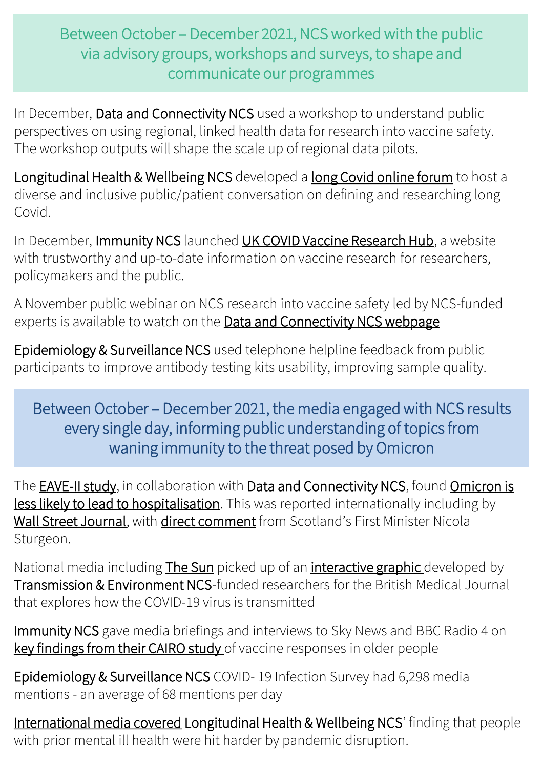## Between October – December 2021, NCS worked with the public via advisory groups, workshops and surveys, to shape and communicate our programmes

In December, Data and Connectivity NCS used a workshop to understand public perspectives on using regional, linked health data for research into vaccine safety. The workshop outputs will shape the scale up of regional data pilots.

Longitudinal Health & Wellbeing NCS developed a long Covid online forum to host a diverse and inclusive public/patient conversation on defining and researching long Covid.

In December, Immunity NCS launched UK COVID Vaccine Research Hub, a website with trustworthy and up-to-date information on vaccine research for researchers, policymakers and the public.

A November public webinar on NCS research into vaccine safety led by NCS-funded experts is available to watch on the Data and Connectivity NCS webpage

Epidemiology & Surveillance NCS used telephone helpline feedback from public participants to improve antibody testing kits usability, improving sample quality.

## Between October – December 2021, the media engaged with NCS results every single day, informing public understanding of topics from waning immunity to the threat posed by Omicron

The EAVE-II study, in collaboration with Data and Connectivity NCS, found Omicron is less likely to lead to hospitalisation. This was reported internationally including by Wall Street Journal, with direct comment from Scotland's First Minister Nicola Sturgeon.

National media including The Sun picked up of an interactive graphic developed by Transmission & Environment NCS-funded researchers for the British Medical Journal that explores how the COVID-19 virus is transmitted

Immunity NCS gave media briefings and interviews to Sky News and BBC Radio 4 on key findings from their CAIRO study of vaccine responses in older people

Epidemiology & Surveillance NCS COVID- 19 Infection Survey had 6,298 media mentions - an average of 68 mentions per day

International media covered Longitudinal Health & Wellbeing NCS' finding that people with prior mental ill health were hit harder by pandemic disruption.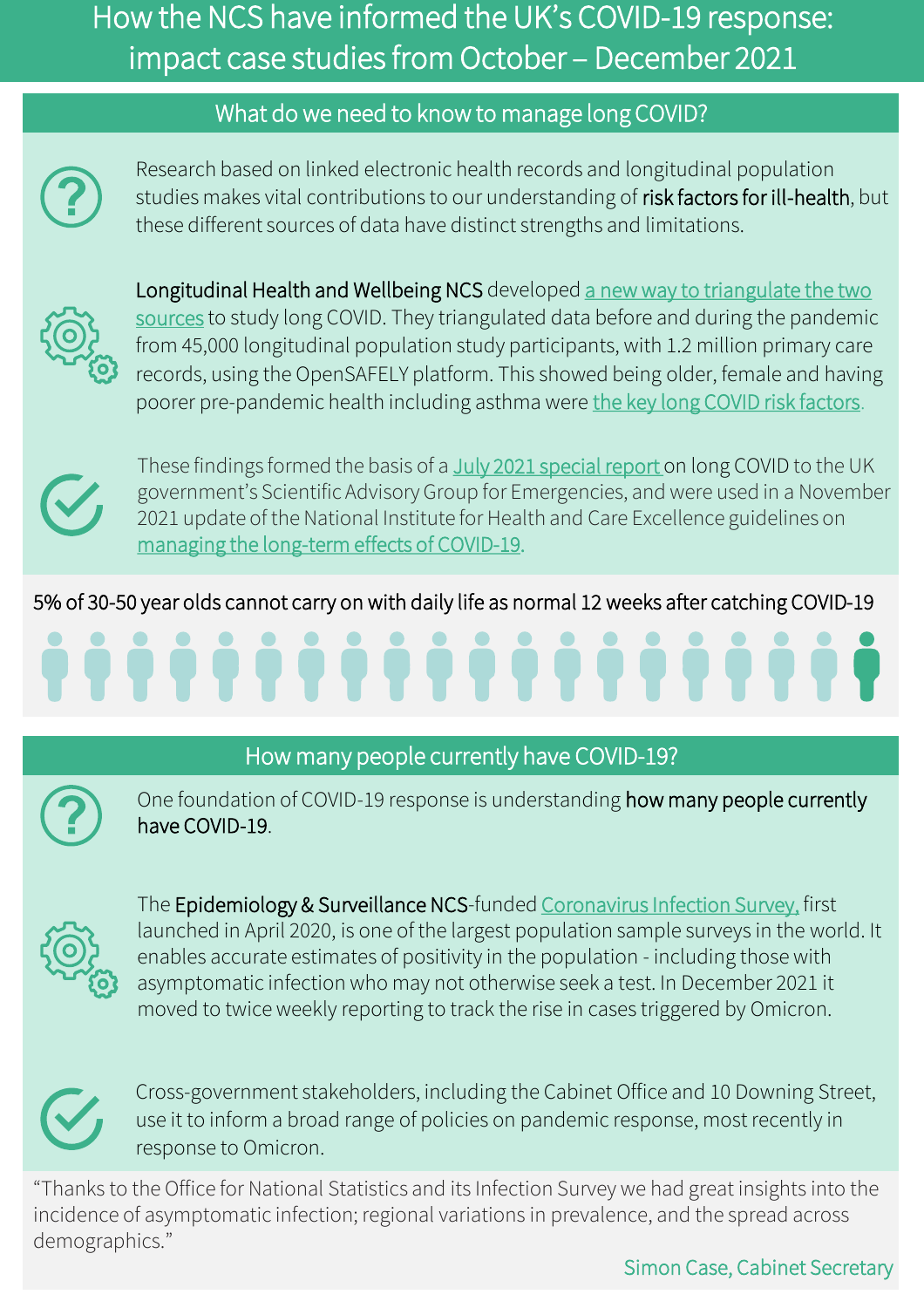# How the NCS have informed the UK's COVID-19 response: impact case studies from October – December 2021

## What do we need to know to manage long COVID?

Research based on linked electronic health records and longitudinal population studies makes vital contributions to our understanding of **risk factors for ill-health**, but these different sources of data have distinct strengths and limitations.

**Longitudinal Health and Wellbeing NCS** developed a new way to triangulate the two sources to study long COVID. They triangulated data before and during the pandemic from 45,000 longitudinal population study participants, with 1.2 million primary care records, using the OpenSAFELY platform. This showed being older, female and having poorer pre-pandemic health including asthma were the key long COVID risk factors.

These findings formed the basis of a July 2021 special report on long COVID to the UK government's Scientific Advisory Group for Emergencies, and were used in a November 2021 update of the National Institute for Health and Care Excellence guidelines on managing the long-term effects of COVID-19.

5% of 30-50 year olds cannot carry on with daily life as normal 12 weeks after catching COVID-19

## How many people currently have COVID-19?

One foundation of COVID-19 response is understanding **how many people currently have COVID-19**.

The **Epidemiology & Surveillance NCS**-funded Coronavirus Infection Survey, first launched in April 2020, is one of the largest population sample surveys in the world. It enables accurate estimates of positivity in the population - including those with asymptomatic infection who may not otherwise seek a test. In December 2021 it moved to twice weekly reporting to track the rise in cases triggered by Omicron.

Cross-government stakeholders, including the Cabinet Office and 10 Downing Street, use it to inform a broad range of policies on pandemic response, most recently in response to Omicron.

"Thanks to the Office for National Statistics and its Infection Survey we had great insights into the incidence of asymptomatic infection; regional variations in prevalence, and the spread across demographics."

Simon Case, Cabinet Secretary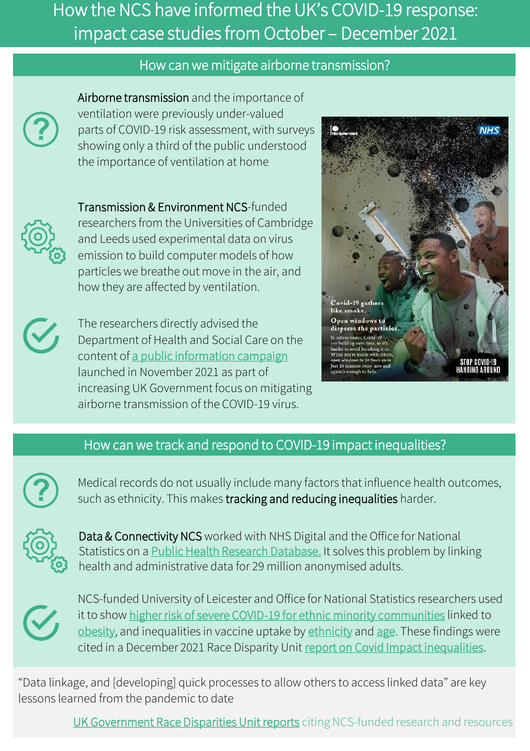# How the NCS have informed the UK's COVID-19 response: impact case studies from October – December 2021

## How can we mitigate airborne transmission?

**Airborne transmission** and the importance of ventilation were previously under-valued parts of COVID-19 risk assessment, with surveys showing only a third of the public understood the importance of ventilation at home

**Transmission & Environment NCS**-funded researchers from the Universities of Cambridge and Leeds used experimental data on virus emission to build computer models of how particles we breathe out move in the air, and how they are affected by ventilation.

The researchers directly advised the Department of Health and Social Care on the content of a public information campaign launched in November 2021 as part of increasing UK Government focus on mitigating airborne transmission of the COVID-19 virus.

## How can we track and respond to COVID-19 impact inequalities?

Medical records do not usually include many factors that influence health outcomes, such as ethnicity. This makes **tracking and reducing inequalities** harder.

**Data & Connectivity NCS** worked with NHS Digital and the Office for National Statistics on a Public Health Research Database. It solves this problem by linking health and administrative data for 29 million anonymised adults.

NCS-funded University of Leicester and Office for National Statistics researchers used it to show higher risk of severe COVID-19 for ethnic minority communities linked to obesity, and inequalities in vaccine uptake by ethnicity and age. These findings were cited in a December 2021 Race Disparity Unit report on Covid Impact inequalities.

"Data linkage, and [developing] quick processes to allow others to access linked data" are key lessons learned from the pandemic to date

UK Government Race Disparities Unit reports citing NCS-funded research and resources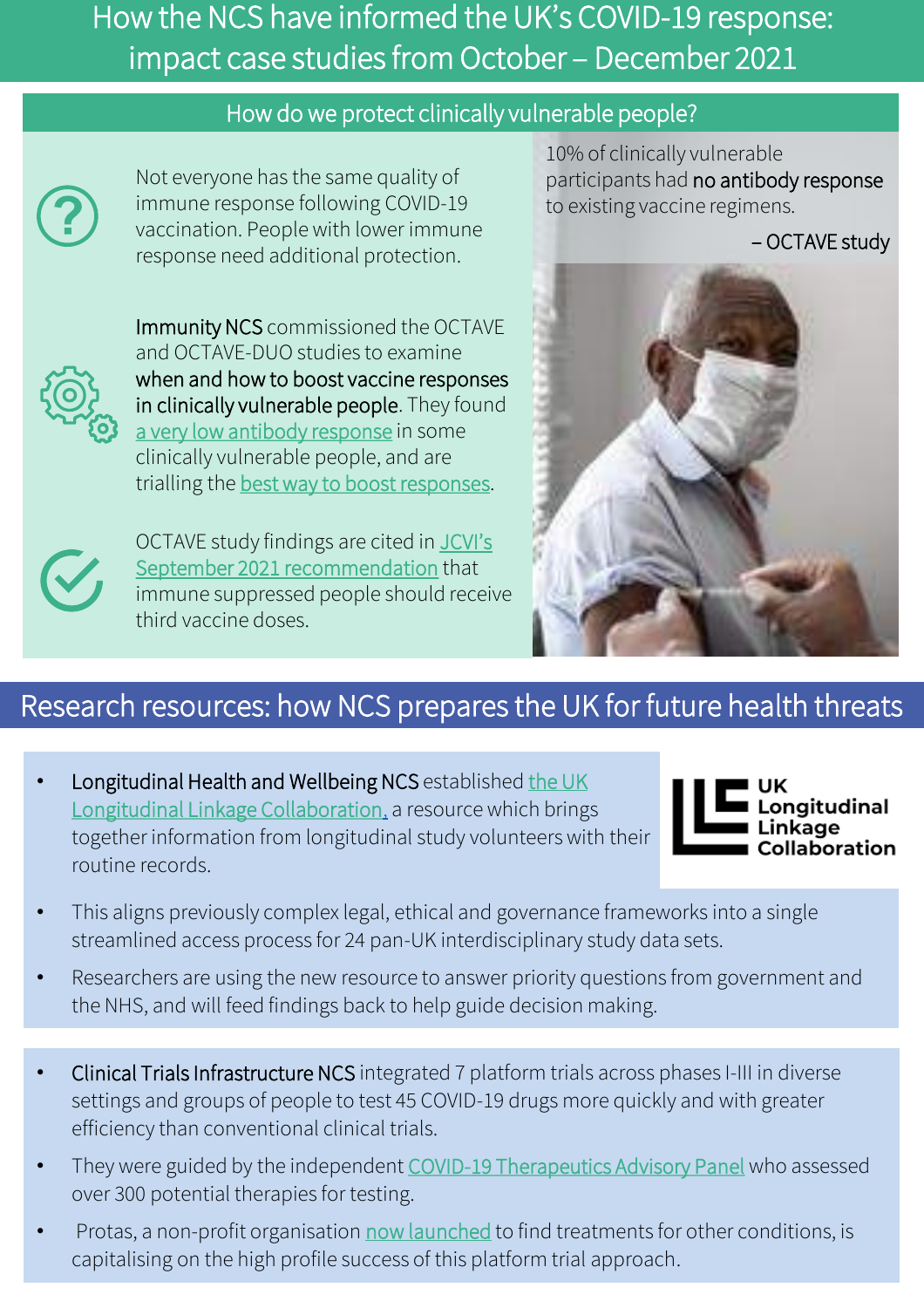# How the NCS have informed the UK's COVID-19 response: impact case studies from October – December 2021

## How do we protect clinically vulnerable people?

Not everyone has the same quality of immune response following COVID-19 vaccination. People with lower immune response need additional protection.

**Immunity NCS** commissioned the OCTAVE and OCTAVE-DUO studies to examine **when and how to boost vaccine responses in clinically vulnerable people**. They found a very low antibody response in some clinically vulnerable people, and are trialling the best way to boost responses.

OCTAVE study findings are cited in JCVI's September 2021 recommendation that immune suppressed people should receive third vaccine doses.

> 10% of clinically vulnerable participants had **no antibody response** to existing vaccine regimens.
>
> – OCTAVE study

## Research resources: how NCS prepares the UK for future health threats

- **Longitudinal Health and Wellbeing NCS** established the UK Longitudinal Linkage Collaboration, a resource which brings together information from longitudinal study volunteers with their routine records.
- This aligns previously complex legal, ethical and governance frameworks into a single streamlined access process for 24 pan-UK interdisciplinary study data sets.
- Researchers are using the new resource to answer priority questions from government and the NHS, and will feed findings back to help guide decision making.

UK Longitudinal Linkage Collaboration

- **Clinical Trials Infrastructure NCS** integrated 7 platform trials across phases I-III in diverse settings and groups of people to test 45 COVID-19 drugs more quickly and with greater efficiency than conventional clinical trials.
- They were guided by the independent COVID-19 Therapeutics Advisory Panel who assessed over 300 potential therapies for testing.
- Protas, a non-profit organisation now launched to find treatments for other conditions, is capitalising on the high profile success of this platform trial approach.